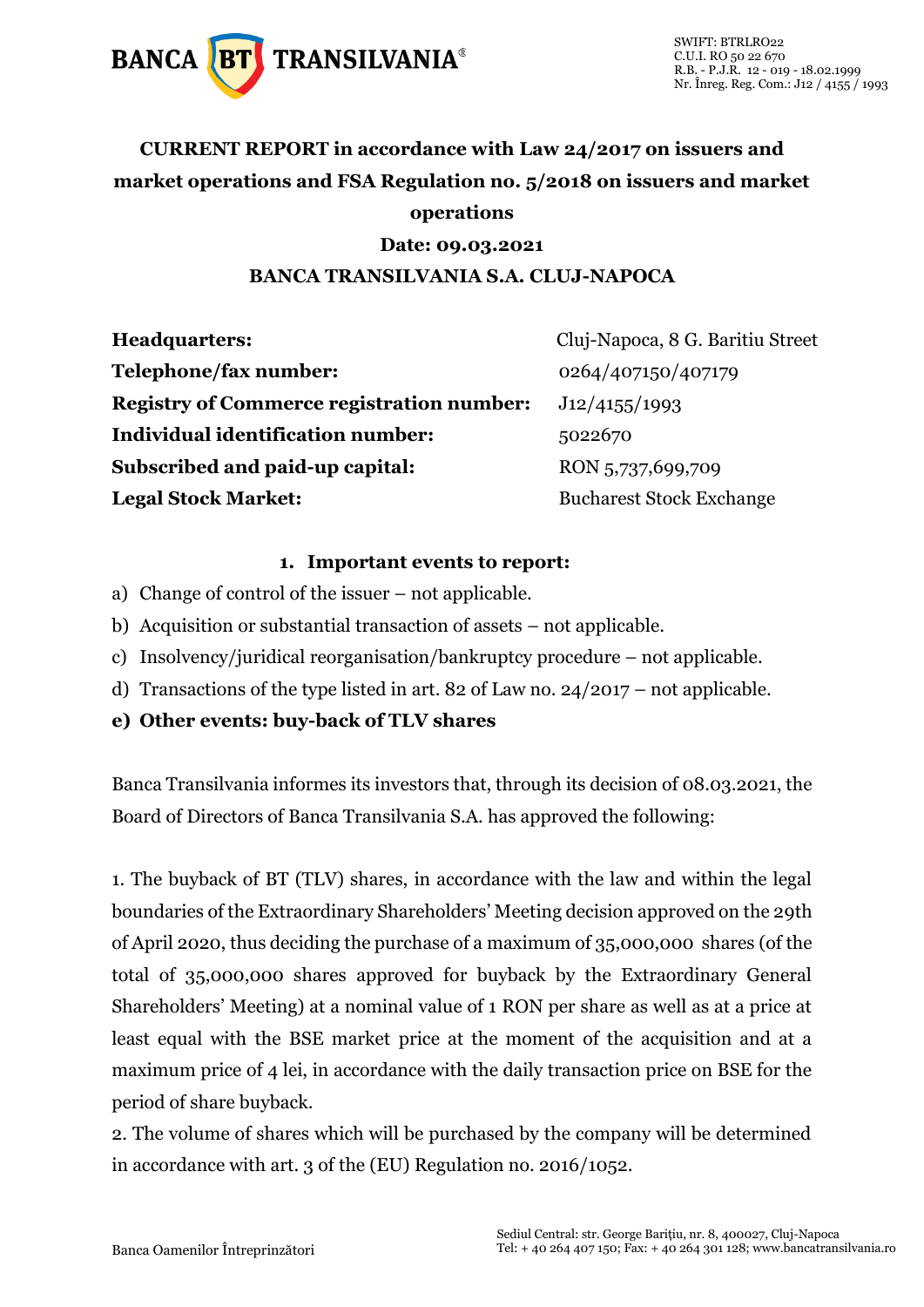**CURRENT REPORT in accordance with Law 24/2017 on issuers and market operations and FSA Regulation no. 5/2018 on issuers and market operations**

**Date: 09.03.2021**

**BANCA TRANSILVANIA S.A. CLUJ-NAPOCA**

| | |
|---|---|
| **Headquarters:** | Cluj-Napoca, 8 G. Baritiu Street |
| **Telephone/fax number:** | 0264/407150/407179 |
| **Registry of Commerce registration number:** | J12/4155/1993 |
| **Individual identification number:** | 5022670 |
| **Subscribed and paid-up capital:** | RON 5,737,699,709 |
| **Legal Stock Market:** | Bucharest Stock Exchange |

**1. Important events to report:**

a) Change of control of the issuer – not applicable.

b) Acquisition or substantial transaction of assets – not applicable.

c) Insolvency/juridical reorganisation/bankruptcy procedure – not applicable.

d) Transactions of the type listed in art. 82 of Law no. 24/2017 – not applicable.

**e) Other events: buy-back of TLV shares**

Banca Transilvania informes its investors that, through its decision of 08.03.2021, the Board of Directors of Banca Transilvania S.A. has approved the following:

1. The buyback of BT (TLV) shares, in accordance with the law and within the legal boundaries of the Extraordinary Shareholders' Meeting decision approved on the 29th of April 2020, thus deciding the purchase of a maximum of 35,000,000 shares (of the total of 35,000,000 shares approved for buyback by the Extraordinary General Shareholders' Meeting) at a nominal value of 1 RON per share as well as at a price at least equal with the BSE market price at the moment of the acquisition and at a maximum price of 4 lei, in accordance with the daily transaction price on BSE for the period of share buyback.

2. The volume of shares which will be purchased by the company will be determined in accordance with art. 3 of the (EU) Regulation no. 2016/1052.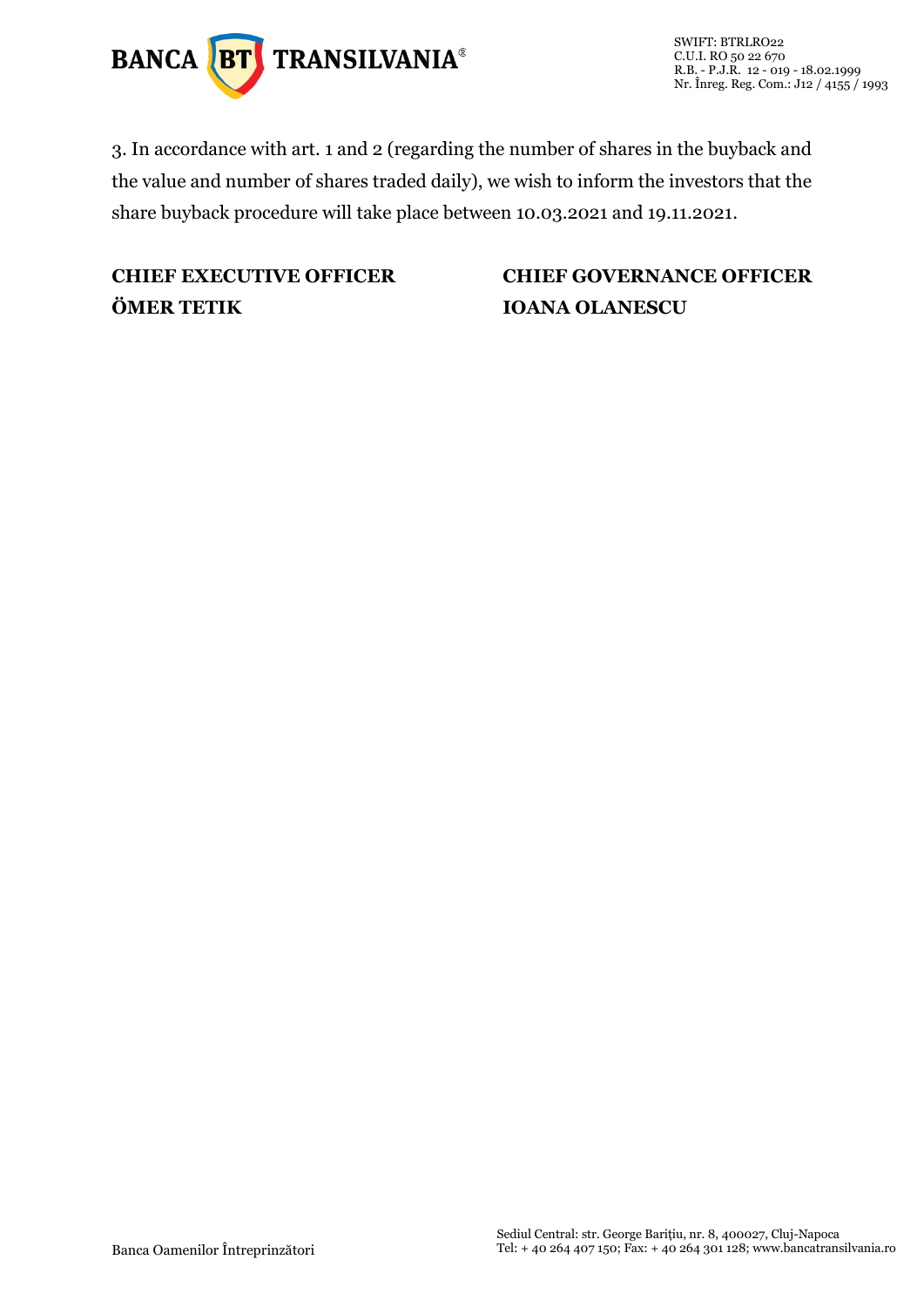3. In accordance with art. 1 and 2 (regarding the number of shares in the buyback and the value and number of shares traded daily), we wish to inform the investors that the share buyback procedure will take place between 10.03.2021 and 19.11.2021.

**CHIEF EXECUTIVE OFFICER**
**ÖMER TETIK**

**CHIEF GOVERNANCE OFFICER**
**IOANA OLANESCU**